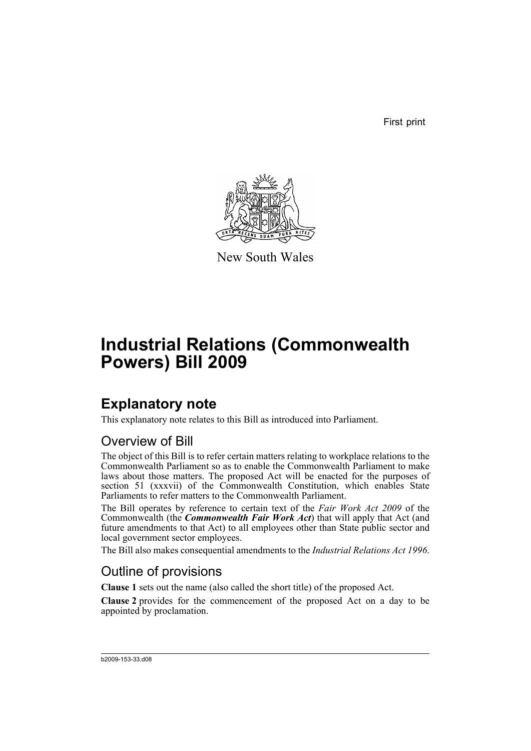First print

New South Wales

# Industrial Relations (Commonwealth Powers) Bill 2009

## Explanatory note

This explanatory note relates to this Bill as introduced into Parliament.

### Overview of Bill

The object of this Bill is to refer certain matters relating to workplace relations to the Commonwealth Parliament so as to enable the Commonwealth Parliament to make laws about those matters. The proposed Act will be enacted for the purposes of section 51 (xxxvii) of the Commonwealth Constitution, which enables State Parliaments to refer matters to the Commonwealth Parliament.

The Bill operates by reference to certain text of the *Fair Work Act 2009* of the Commonwealth (the ***Commonwealth Fair Work Act***) that will apply that Act (and future amendments to that Act) to all employees other than State public sector and local government sector employees.

The Bill also makes consequential amendments to the *Industrial Relations Act 1996*.

### Outline of provisions

**Clause 1** sets out the name (also called the short title) of the proposed Act.

**Clause 2** provides for the commencement of the proposed Act on a day to be appointed by proclamation.

b2009-153-33.d08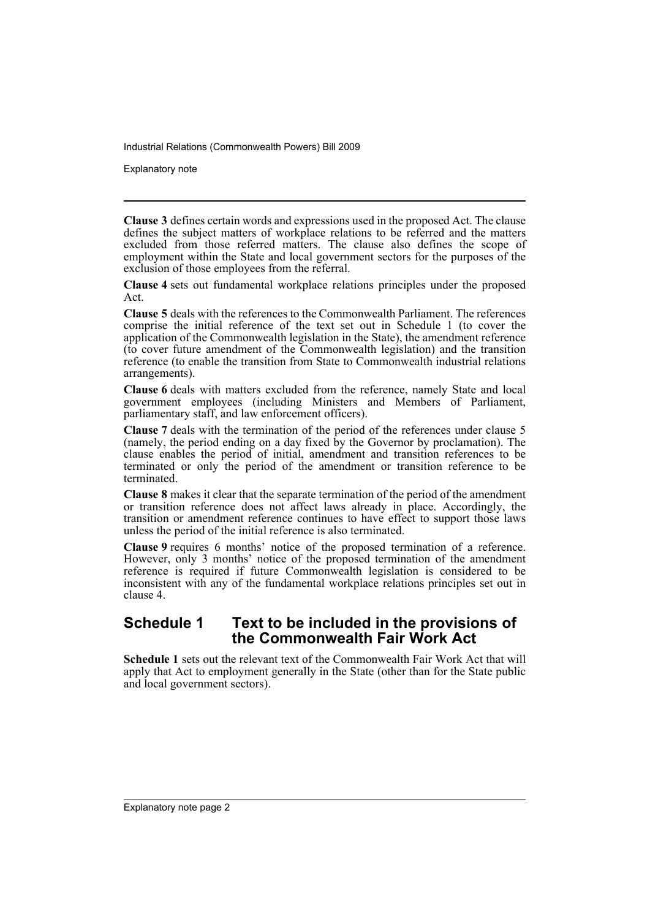**Clause 3** defines certain words and expressions used in the proposed Act. The clause defines the subject matters of workplace relations to be referred and the matters excluded from those referred matters. The clause also defines the scope of employment within the State and local government sectors for the purposes of the exclusion of those employees from the referral.

**Clause 4** sets out fundamental workplace relations principles under the proposed Act.

**Clause 5** deals with the references to the Commonwealth Parliament. The references comprise the initial reference of the text set out in Schedule 1 (to cover the application of the Commonwealth legislation in the State), the amendment reference (to cover future amendment of the Commonwealth legislation) and the transition reference (to enable the transition from State to Commonwealth industrial relations arrangements).

**Clause 6** deals with matters excluded from the reference, namely State and local government employees (including Ministers and Members of Parliament, parliamentary staff, and law enforcement officers).

**Clause 7** deals with the termination of the period of the references under clause 5 (namely, the period ending on a day fixed by the Governor by proclamation). The clause enables the period of initial, amendment and transition references to be terminated or only the period of the amendment or transition reference to be terminated.

**Clause 8** makes it clear that the separate termination of the period of the amendment or transition reference does not affect laws already in place. Accordingly, the transition or amendment reference continues to have effect to support those laws unless the period of the initial reference is also terminated.

**Clause 9** requires 6 months' notice of the proposed termination of a reference. However, only 3 months' notice of the proposed termination of the amendment reference is required if future Commonwealth legislation is considered to be inconsistent with any of the fundamental workplace relations principles set out in clause 4.

## Schedule 1 Text to be included in the provisions of the Commonwealth Fair Work Act

**Schedule 1** sets out the relevant text of the Commonwealth Fair Work Act that will apply that Act to employment generally in the State (other than for the State public and local government sectors).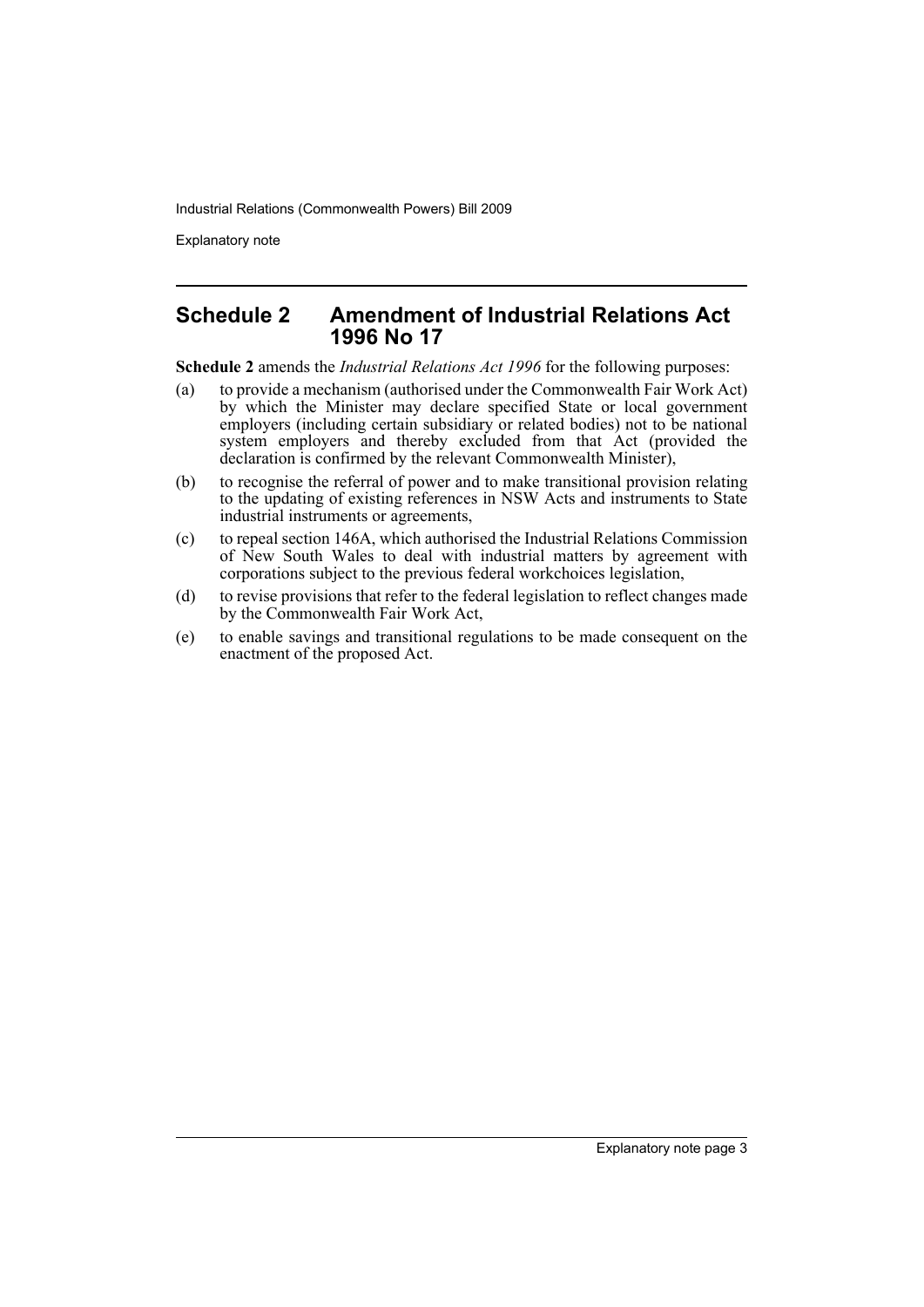## Schedule 2 Amendment of Industrial Relations Act 1996 No 17

**Schedule 2** amends the *Industrial Relations Act 1996* for the following purposes:

(a) to provide a mechanism (authorised under the Commonwealth Fair Work Act) by which the Minister may declare specified State or local government employers (including certain subsidiary or related bodies) not to be national system employers and thereby excluded from that Act (provided the declaration is confirmed by the relevant Commonwealth Minister),

(b) to recognise the referral of power and to make transitional provision relating to the updating of existing references in NSW Acts and instruments to State industrial instruments or agreements,

(c) to repeal section 146A, which authorised the Industrial Relations Commission of New South Wales to deal with industrial matters by agreement with corporations subject to the previous federal workchoices legislation,

(d) to revise provisions that refer to the federal legislation to reflect changes made by the Commonwealth Fair Work Act,

(e) to enable savings and transitional regulations to be made consequent on the enactment of the proposed Act.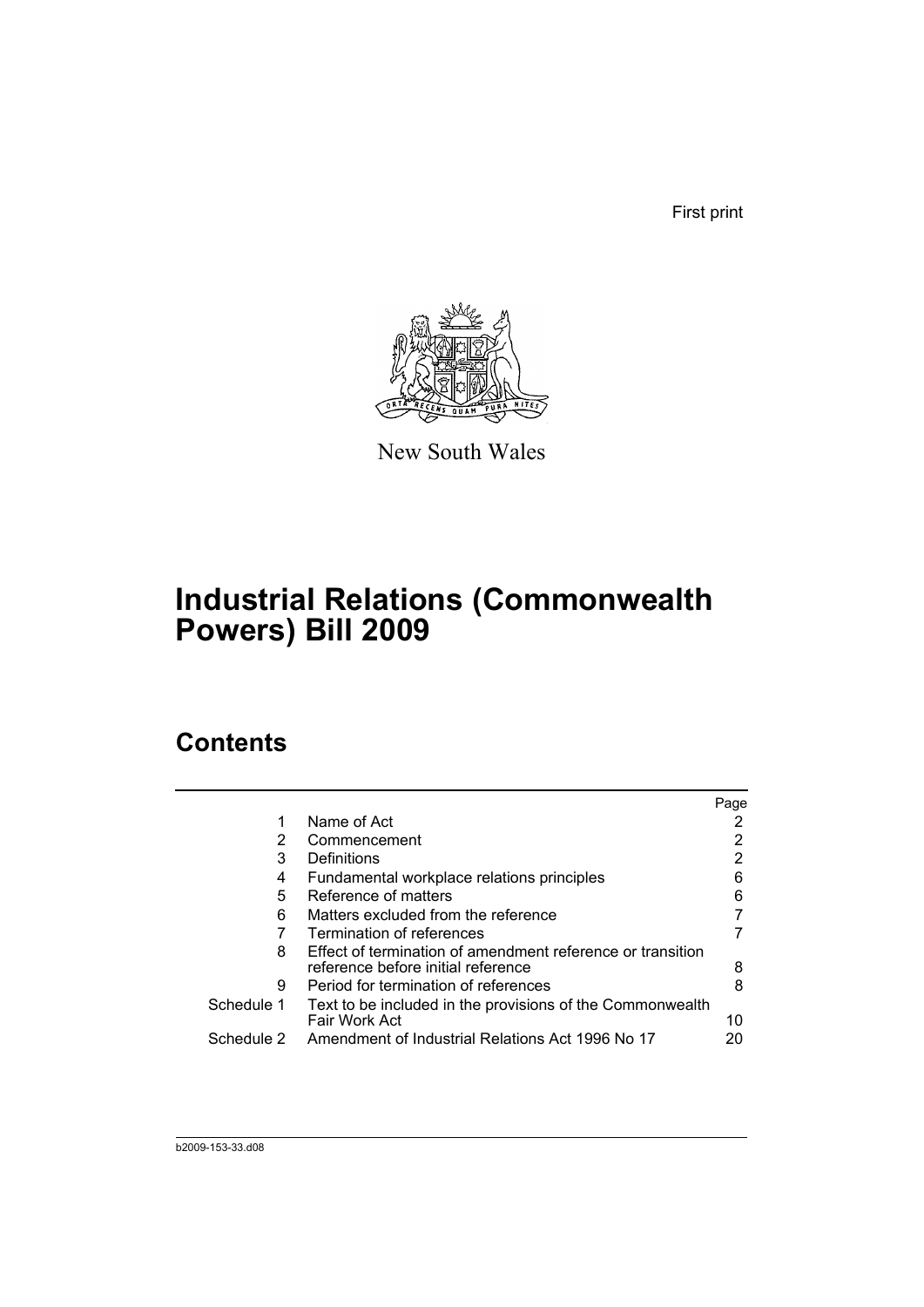First print

New South Wales

# Industrial Relations (Commonwealth Powers) Bill 2009

## Contents

| | | Page |
|---|---|---|
| 1 | Name of Act | 2 |
| 2 | Commencement | 2 |
| 3 | Definitions | 2 |
| 4 | Fundamental workplace relations principles | 6 |
| 5 | Reference of matters | 6 |
| 6 | Matters excluded from the reference | 7 |
| 7 | Termination of references | 7 |
| 8 | Effect of termination of amendment reference or transition reference before initial reference | 8 |
| 9 | Period for termination of references | 8 |
| Schedule 1 | Text to be included in the provisions of the Commonwealth Fair Work Act | 10 |
| Schedule 2 | Amendment of Industrial Relations Act 1996 No 17 | 20 |

b2009-153-33.d08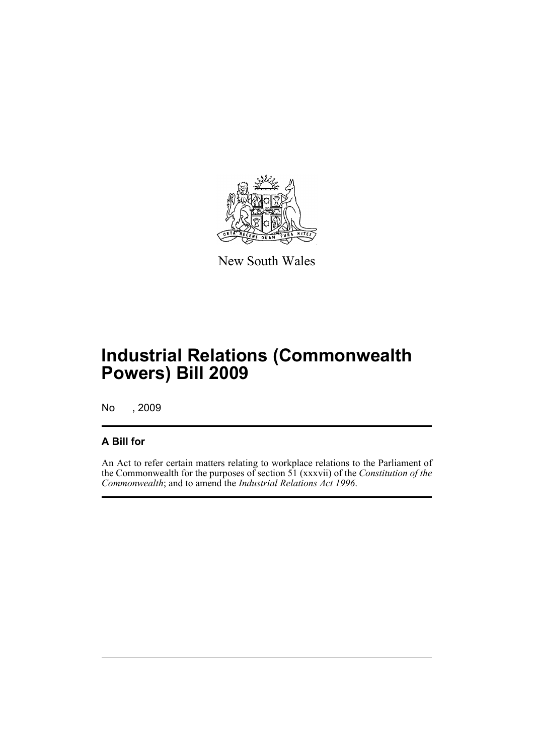New South Wales

# Industrial Relations (Commonwealth Powers) Bill 2009

No , 2009

## A Bill for

An Act to refer certain matters relating to workplace relations to the Parliament of the Commonwealth for the purposes of section 51 (xxxvii) of the *Constitution of the Commonwealth*; and to amend the *Industrial Relations Act 1996*.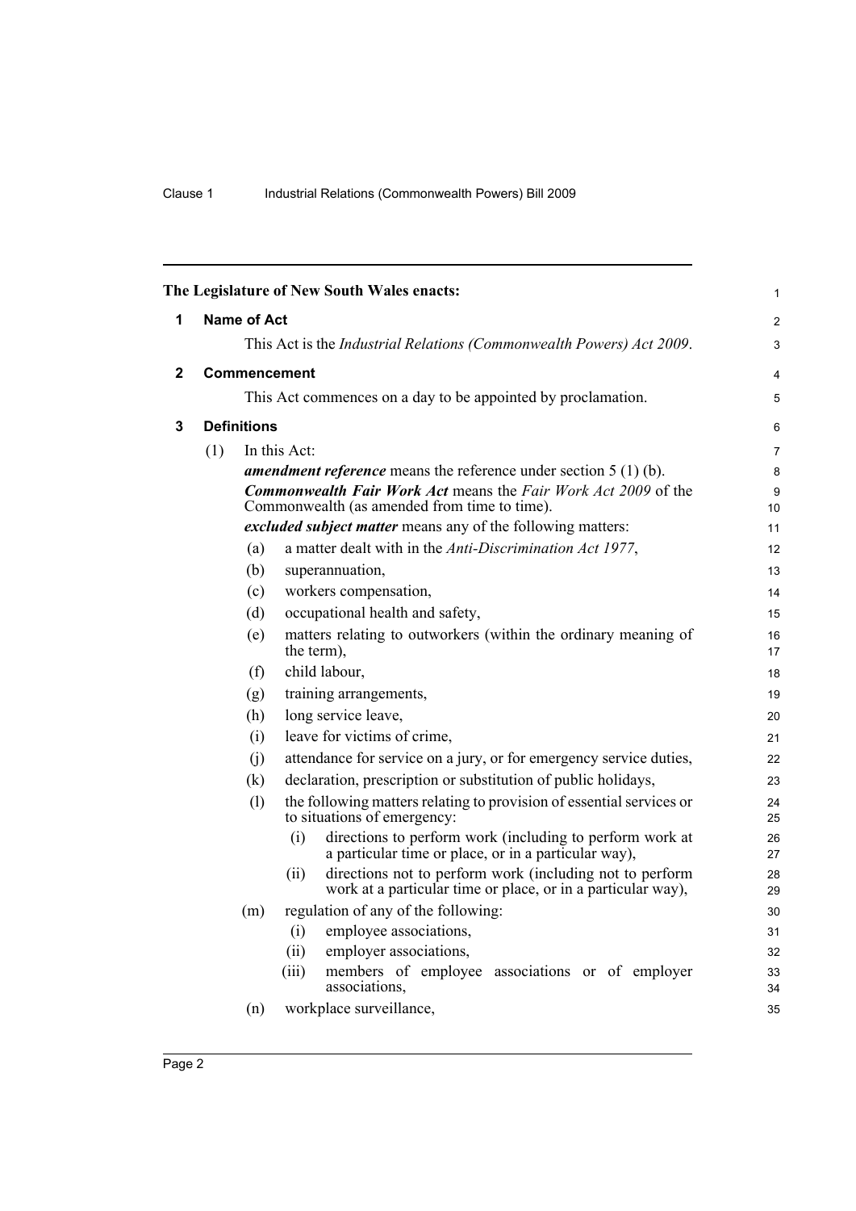The Legislature of New South Wales enacts:

## 1 Name of Act

This Act is the *Industrial Relations (Commonwealth Powers) Act 2009*.

## 2 Commencement

This Act commences on a day to be appointed by proclamation.

## 3 Definitions

(1) In this Act:

***amendment reference*** means the reference under section 5 (1) (b).

***Commonwealth Fair Work Act*** means the *Fair Work Act 2009* of the Commonwealth (as amended from time to time).

***excluded subject matter*** means any of the following matters:

(a) a matter dealt with in the *Anti-Discrimination Act 1977*,

(b) superannuation,

(c) workers compensation,

(d) occupational health and safety,

(e) matters relating to outworkers (within the ordinary meaning of the term),

(f) child labour,

(g) training arrangements,

(h) long service leave,

(i) leave for victims of crime,

(j) attendance for service on a jury, or for emergency service duties,

(k) declaration, prescription or substitution of public holidays,

(l) the following matters relating to provision of essential services or to situations of emergency:

(i) directions to perform work (including to perform work at a particular time or place, or in a particular way),

(ii) directions not to perform work (including not to perform work at a particular time or place, or in a particular way),

(m) regulation of any of the following:

(i) employee associations,

(ii) employer associations,

(iii) members of employee associations or of employer associations,

(n) workplace surveillance,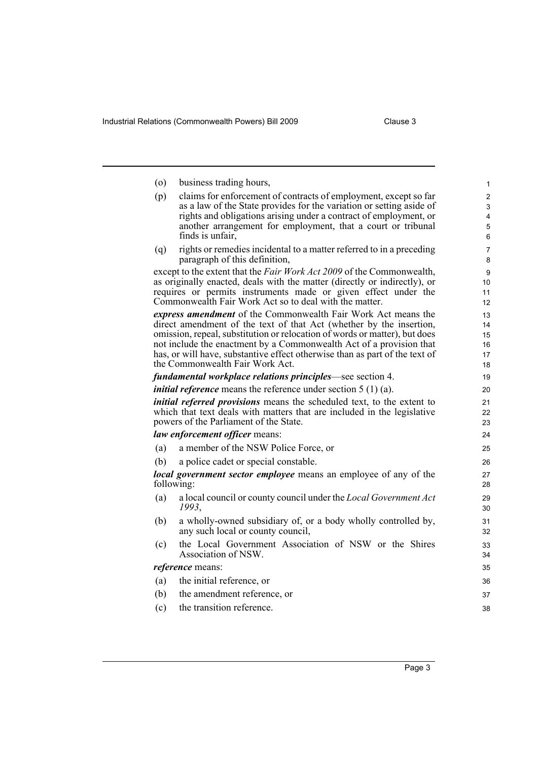(o) business trading hours,

(p) claims for enforcement of contracts of employment, except so far as a law of the State provides for the variation or setting aside of rights and obligations arising under a contract of employment, or another arrangement for employment, that a court or tribunal finds is unfair,

(q) rights or remedies incidental to a matter referred to in a preceding paragraph of this definition,

except to the extent that the *Fair Work Act 2009* of the Commonwealth, as originally enacted, deals with the matter (directly or indirectly), or requires or permits instruments made or given effect under the Commonwealth Fair Work Act so to deal with the matter.

***express amendment*** of the Commonwealth Fair Work Act means the direct amendment of the text of that Act (whether by the insertion, omission, repeal, substitution or relocation of words or matter), but does not include the enactment by a Commonwealth Act of a provision that has, or will have, substantive effect otherwise than as part of the text of the Commonwealth Fair Work Act.

***fundamental workplace relations principles***—see section 4.

***initial reference*** means the reference under section 5 (1) (a).

***initial referred provisions*** means the scheduled text, to the extent to which that text deals with matters that are included in the legislative powers of the Parliament of the State.

***law enforcement officer*** means:

(a) a member of the NSW Police Force, or

(b) a police cadet or special constable.

***local government sector employee*** means an employee of any of the following:

(a) a local council or county council under the *Local Government Act 1993*,

(b) a wholly-owned subsidiary of, or a body wholly controlled by, any such local or county council,

(c) the Local Government Association of NSW or the Shires Association of NSW.

***reference*** means:

(a) the initial reference, or

(b) the amendment reference, or

(c) the transition reference.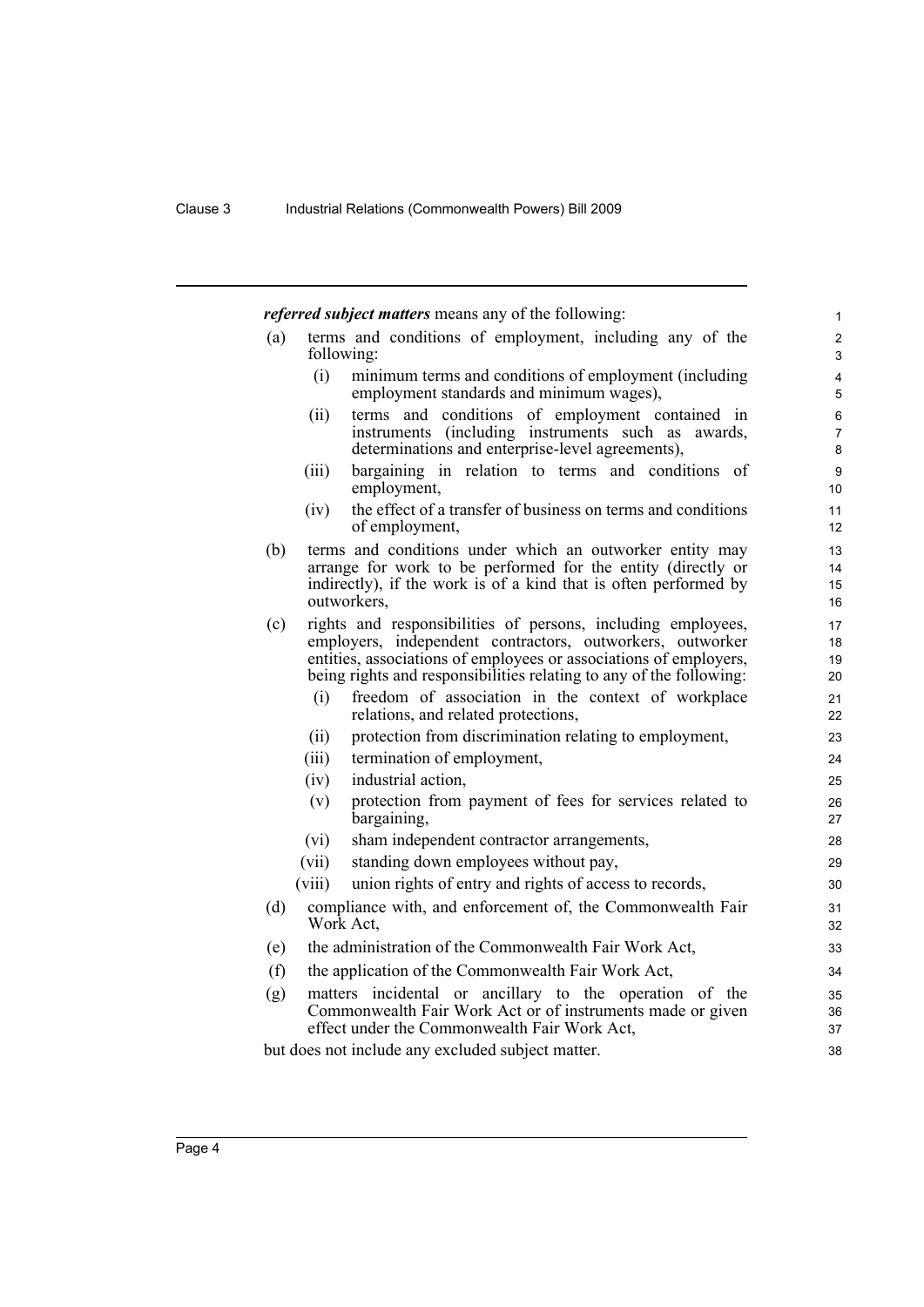***referred subject matters*** means any of the following:

(a) terms and conditions of employment, including any of the following:

  (i) minimum terms and conditions of employment (including employment standards and minimum wages),

  (ii) terms and conditions of employment contained in instruments (including instruments such as awards, determinations and enterprise-level agreements),

  (iii) bargaining in relation to terms and conditions of employment,

  (iv) the effect of a transfer of business on terms and conditions of employment,

(b) terms and conditions under which an outworker entity may arrange for work to be performed for the entity (directly or indirectly), if the work is of a kind that is often performed by outworkers,

(c) rights and responsibilities of persons, including employees, employers, independent contractors, outworkers, outworker entities, associations of employees or associations of employers, being rights and responsibilities relating to any of the following:

  (i) freedom of association in the context of workplace relations, and related protections,

  (ii) protection from discrimination relating to employment,

  (iii) termination of employment,

  (iv) industrial action,

  (v) protection from payment of fees for services related to bargaining,

  (vi) sham independent contractor arrangements,

  (vii) standing down employees without pay,

  (viii) union rights of entry and rights of access to records,

(d) compliance with, and enforcement of, the Commonwealth Fair Work Act,

(e) the administration of the Commonwealth Fair Work Act,

(f) the application of the Commonwealth Fair Work Act,

(g) matters incidental or ancillary to the operation of the Commonwealth Fair Work Act or of instruments made or given effect under the Commonwealth Fair Work Act,

but does not include any excluded subject matter.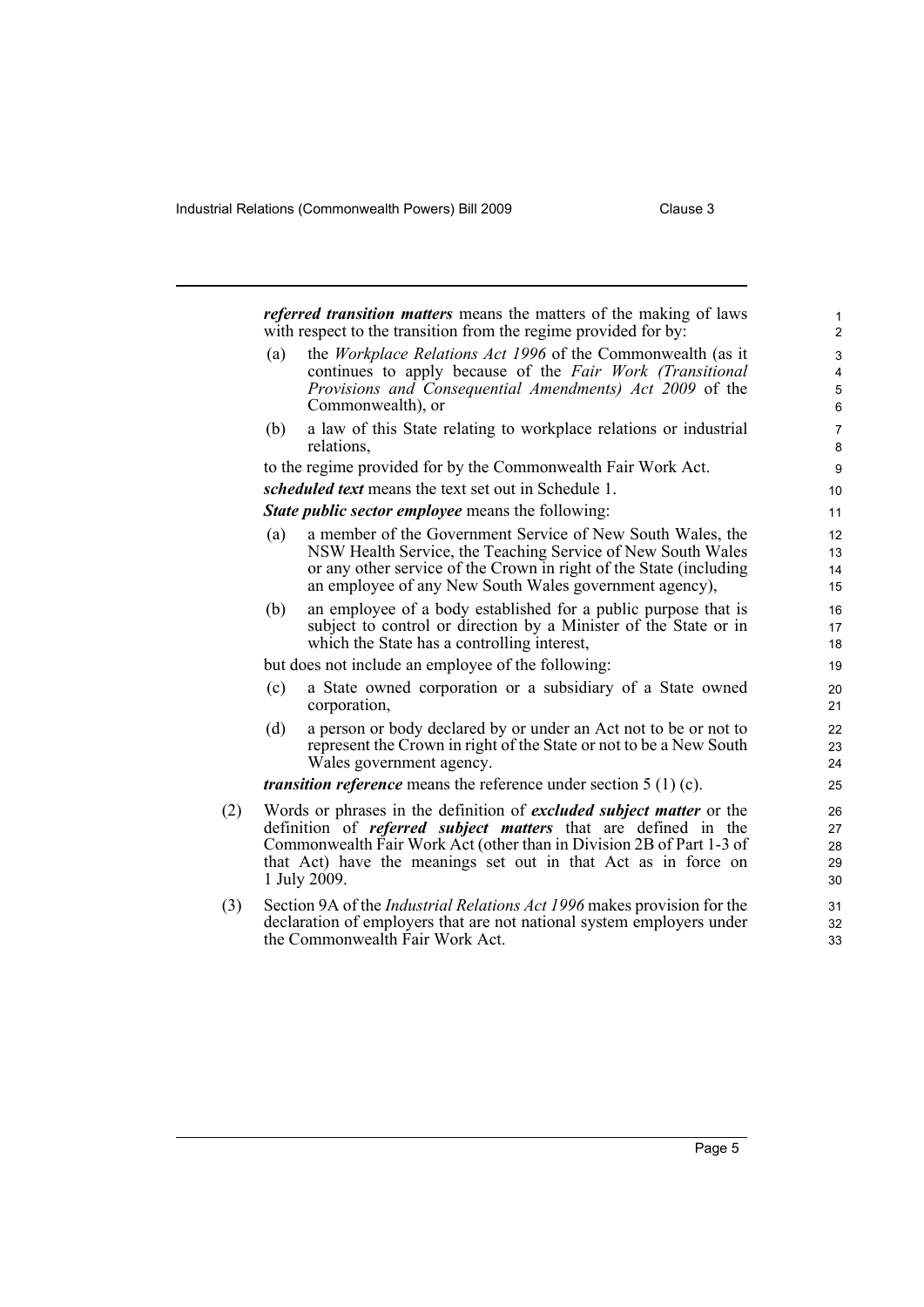***referred transition matters*** means the matters of the making of laws with respect to the transition from the regime provided for by:

(a) the *Workplace Relations Act 1996* of the Commonwealth (as it continues to apply because of the *Fair Work (Transitional Provisions and Consequential Amendments) Act 2009* of the Commonwealth), or

(b) a law of this State relating to workplace relations or industrial relations,

to the regime provided for by the Commonwealth Fair Work Act.

***scheduled text*** means the text set out in Schedule 1.

***State public sector employee*** means the following:

(a) a member of the Government Service of New South Wales, the NSW Health Service, the Teaching Service of New South Wales or any other service of the Crown in right of the State (including an employee of any New South Wales government agency),

(b) an employee of a body established for a public purpose that is subject to control or direction by a Minister of the State or in which the State has a controlling interest,

but does not include an employee of the following:

(c) a State owned corporation or a subsidiary of a State owned corporation,

(d) a person or body declared by or under an Act not to be or not to represent the Crown in right of the State or not to be a New South Wales government agency.

***transition reference*** means the reference under section 5 (1) (c).

(2) Words or phrases in the definition of ***excluded subject matter*** or the definition of ***referred subject matters*** that are defined in the Commonwealth Fair Work Act (other than in Division 2B of Part 1-3 of that Act) have the meanings set out in that Act as in force on 1 July 2009.

(3) Section 9A of the *Industrial Relations Act 1996* makes provision for the declaration of employers that are not national system employers under the Commonwealth Fair Work Act.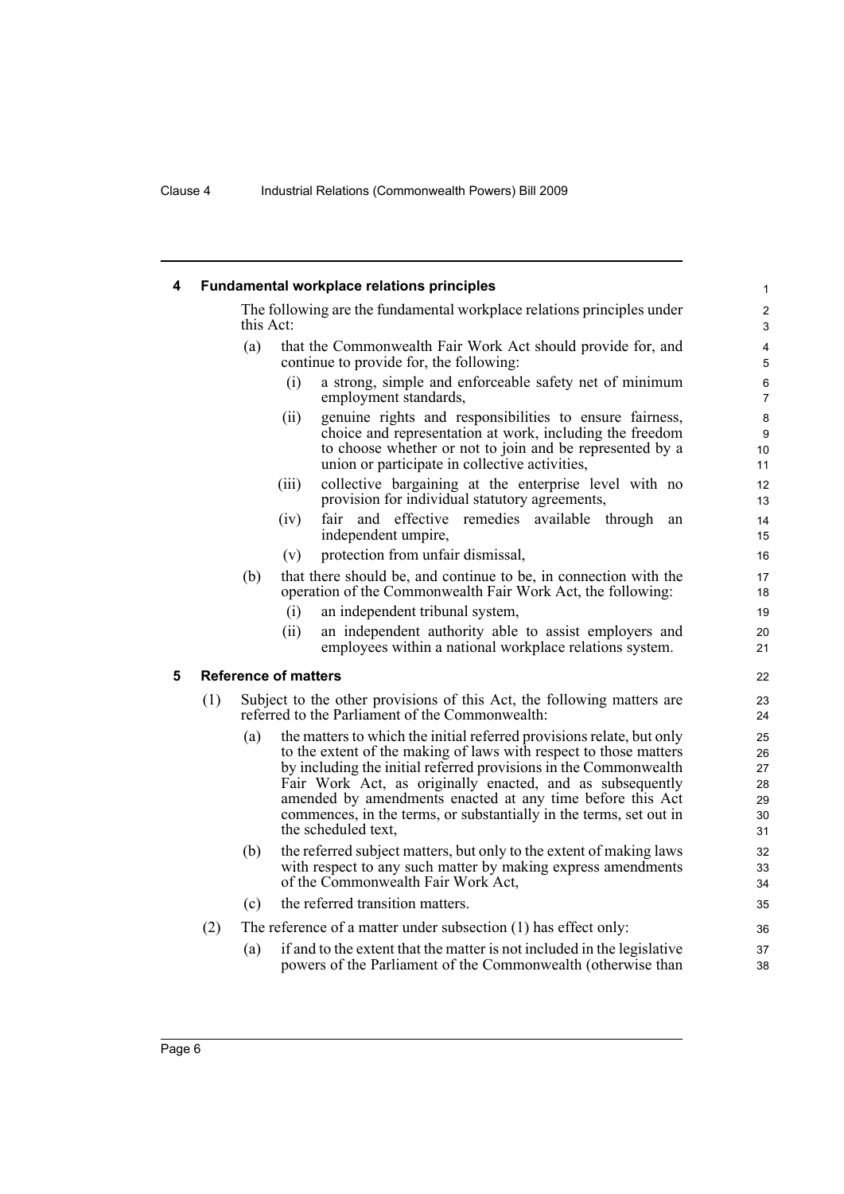## 4 Fundamental workplace relations principles

The following are the fundamental workplace relations principles under this Act:

(a) that the Commonwealth Fair Work Act should provide for, and continue to provide for, the following:

  (i) a strong, simple and enforceable safety net of minimum employment standards,

  (ii) genuine rights and responsibilities to ensure fairness, choice and representation at work, including the freedom to choose whether or not to join and be represented by a union or participate in collective activities,

  (iii) collective bargaining at the enterprise level with no provision for individual statutory agreements,

  (iv) fair and effective remedies available through an independent umpire,

  (v) protection from unfair dismissal,

(b) that there should be, and continue to be, in connection with the operation of the Commonwealth Fair Work Act, the following:

  (i) an independent tribunal system,

  (ii) an independent authority able to assist employers and employees within a national workplace relations system.

## 5 Reference of matters

(1) Subject to the other provisions of this Act, the following matters are referred to the Parliament of the Commonwealth:

  (a) the matters to which the initial referred provisions relate, but only to the extent of the making of laws with respect to those matters by including the initial referred provisions in the Commonwealth Fair Work Act, as originally enacted, and as subsequently amended by amendments enacted at any time before this Act commences, in the terms, or substantially in the terms, set out in the scheduled text,

  (b) the referred subject matters, but only to the extent of making laws with respect to any such matter by making express amendments of the Commonwealth Fair Work Act,

  (c) the referred transition matters.

(2) The reference of a matter under subsection (1) has effect only:

  (a) if and to the extent that the matter is not included in the legislative powers of the Parliament of the Commonwealth (otherwise than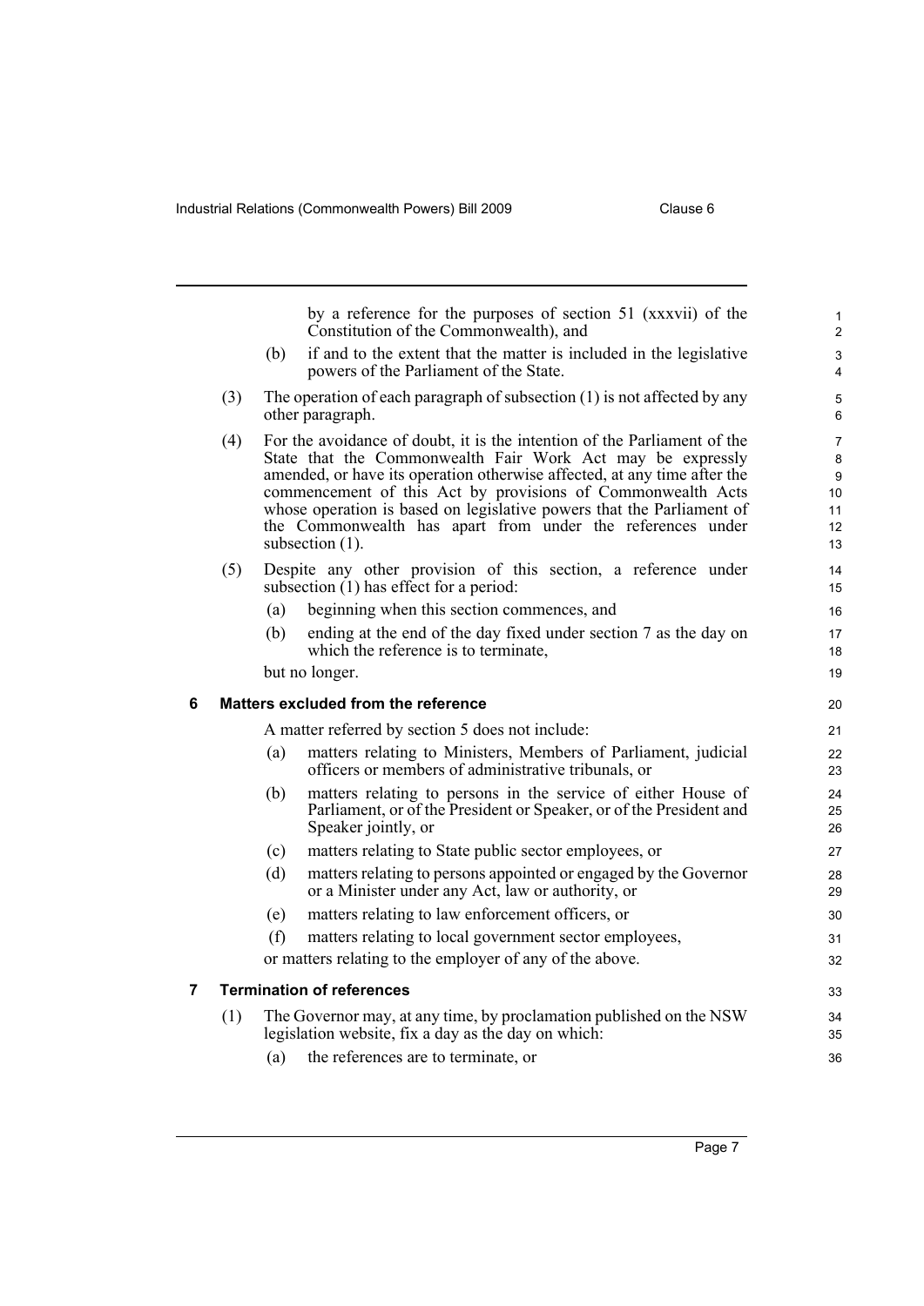by a reference for the purposes of section 51 (xxxvii) of the Constitution of the Commonwealth), and

(b) if and to the extent that the matter is included in the legislative powers of the Parliament of the State.

(3) The operation of each paragraph of subsection (1) is not affected by any other paragraph.

(4) For the avoidance of doubt, it is the intention of the Parliament of the State that the Commonwealth Fair Work Act may be expressly amended, or have its operation otherwise affected, at any time after the commencement of this Act by provisions of Commonwealth Acts whose operation is based on legislative powers that the Parliament of the Commonwealth has apart from under the references under subsection (1).

(5) Despite any other provision of this section, a reference under subsection (1) has effect for a period:

(a) beginning when this section commences, and

(b) ending at the end of the day fixed under section 7 as the day on which the reference is to terminate,

but no longer.

## 6 Matters excluded from the reference

A matter referred by section 5 does not include:

(a) matters relating to Ministers, Members of Parliament, judicial officers or members of administrative tribunals, or

(b) matters relating to persons in the service of either House of Parliament, or of the President or Speaker, or of the President and Speaker jointly, or

(c) matters relating to State public sector employees, or

(d) matters relating to persons appointed or engaged by the Governor or a Minister under any Act, law or authority, or

(e) matters relating to law enforcement officers, or

(f) matters relating to local government sector employees,

or matters relating to the employer of any of the above.

## 7 Termination of references

(1) The Governor may, at any time, by proclamation published on the NSW legislation website, fix a day as the day on which:

(a) the references are to terminate, or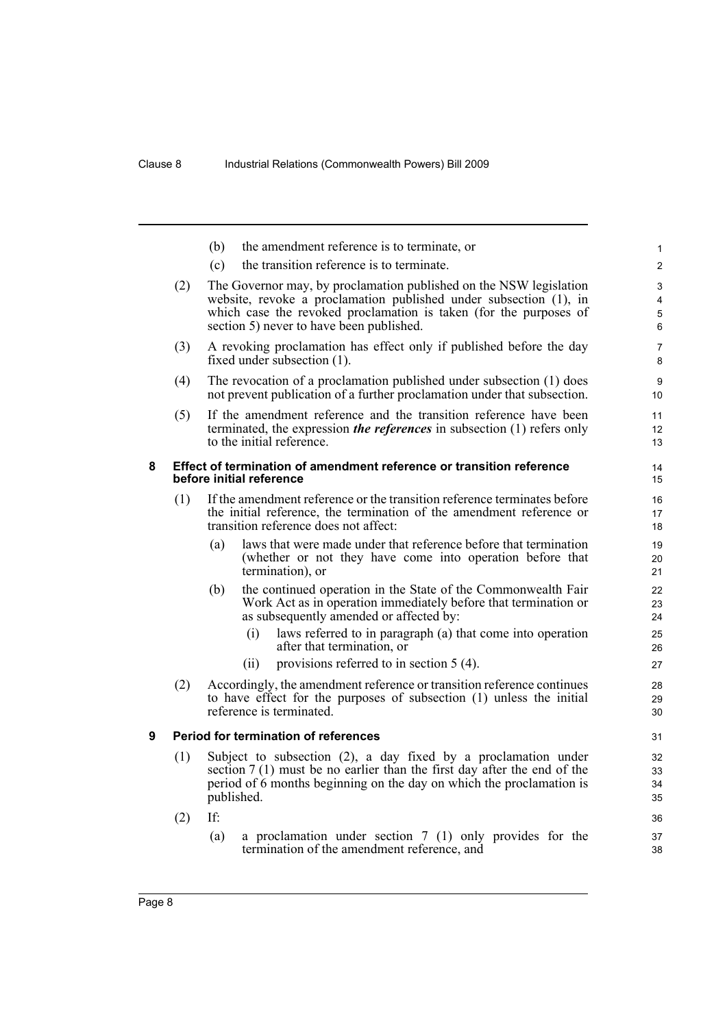(b) the amendment reference is to terminate, or

(c) the transition reference is to terminate.

(2) The Governor may, by proclamation published on the NSW legislation website, revoke a proclamation published under subsection (1), in which case the revoked proclamation is taken (for the purposes of section 5) never to have been published.

(3) A revoking proclamation has effect only if published before the day fixed under subsection (1).

(4) The revocation of a proclamation published under subsection (1) does not prevent publication of a further proclamation under that subsection.

(5) If the amendment reference and the transition reference have been terminated, the expression ***the references*** in subsection (1) refers only to the initial reference.

### 8 Effect of termination of amendment reference or transition reference before initial reference

(1) If the amendment reference or the transition reference terminates before the initial reference, the termination of the amendment reference or transition reference does not affect:

(a) laws that were made under that reference before that termination (whether or not they have come into operation before that termination), or

(b) the continued operation in the State of the Commonwealth Fair Work Act as in operation immediately before that termination or as subsequently amended or affected by:

(i) laws referred to in paragraph (a) that come into operation after that termination, or

(ii) provisions referred to in section 5 (4).

(2) Accordingly, the amendment reference or transition reference continues to have effect for the purposes of subsection (1) unless the initial reference is terminated.

### 9 Period for termination of references

(1) Subject to subsection (2), a day fixed by a proclamation under section 7 (1) must be no earlier than the first day after the end of the period of 6 months beginning on the day on which the proclamation is published.

(2) If:

(a) a proclamation under section 7 (1) only provides for the termination of the amendment reference, and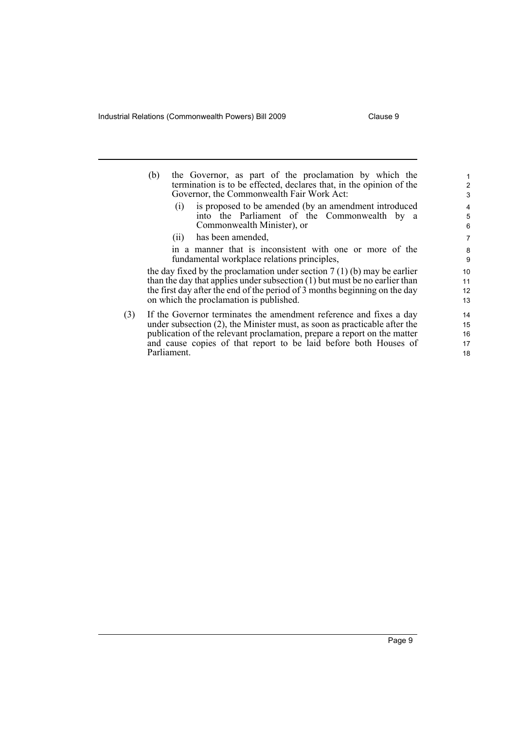(b) the Governor, as part of the proclamation by which the termination is to be effected, declares that, in the opinion of the Governor, the Commonwealth Fair Work Act:

  (i) is proposed to be amended (by an amendment introduced into the Parliament of the Commonwealth by a Commonwealth Minister), or

  (ii) has been amended,

  in a manner that is inconsistent with one or more of the fundamental workplace relations principles,

the day fixed by the proclamation under section 7 (1) (b) may be earlier than the day that applies under subsection (1) but must be no earlier than the first day after the end of the period of 3 months beginning on the day on which the proclamation is published.

(3) If the Governor terminates the amendment reference and fixes a day under subsection (2), the Minister must, as soon as practicable after the publication of the relevant proclamation, prepare a report on the matter and cause copies of that report to be laid before both Houses of Parliament.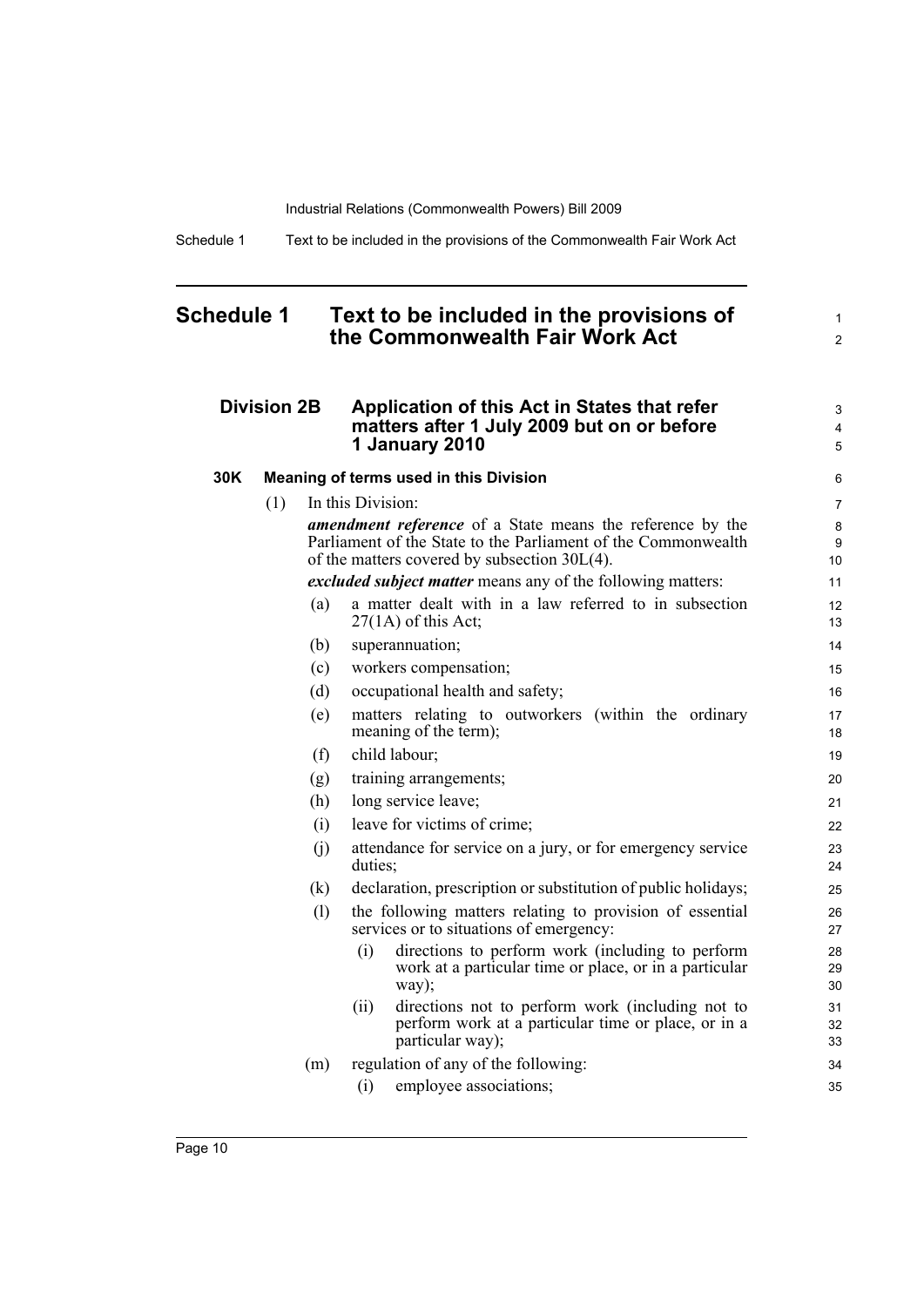# Schedule 1 Text to be included in the provisions of the Commonwealth Fair Work Act

## Division 2B Application of this Act in States that refer matters after 1 July 2009 but on or before 1 January 2010

### 30K Meaning of terms used in this Division

(1) In this Division:

***amendment reference*** of a State means the reference by the Parliament of the State to the Parliament of the Commonwealth of the matters covered by subsection 30L(4).

***excluded subject matter*** means any of the following matters:

- (a) a matter dealt with in a law referred to in subsection 27(1A) of this Act;
- (b) superannuation;
- (c) workers compensation;
- (d) occupational health and safety;
- (e) matters relating to outworkers (within the ordinary meaning of the term);
- (f) child labour;
- (g) training arrangements;
- (h) long service leave;
- (i) leave for victims of crime;
- (j) attendance for service on a jury, or for emergency service duties;
- (k) declaration, prescription or substitution of public holidays;
- (l) the following matters relating to provision of essential services or to situations of emergency:
  - (i) directions to perform work (including to perform work at a particular time or place, or in a particular way);
  - (ii) directions not to perform work (including not to perform work at a particular time or place, or in a particular way);
- (m) regulation of any of the following:
  - (i) employee associations;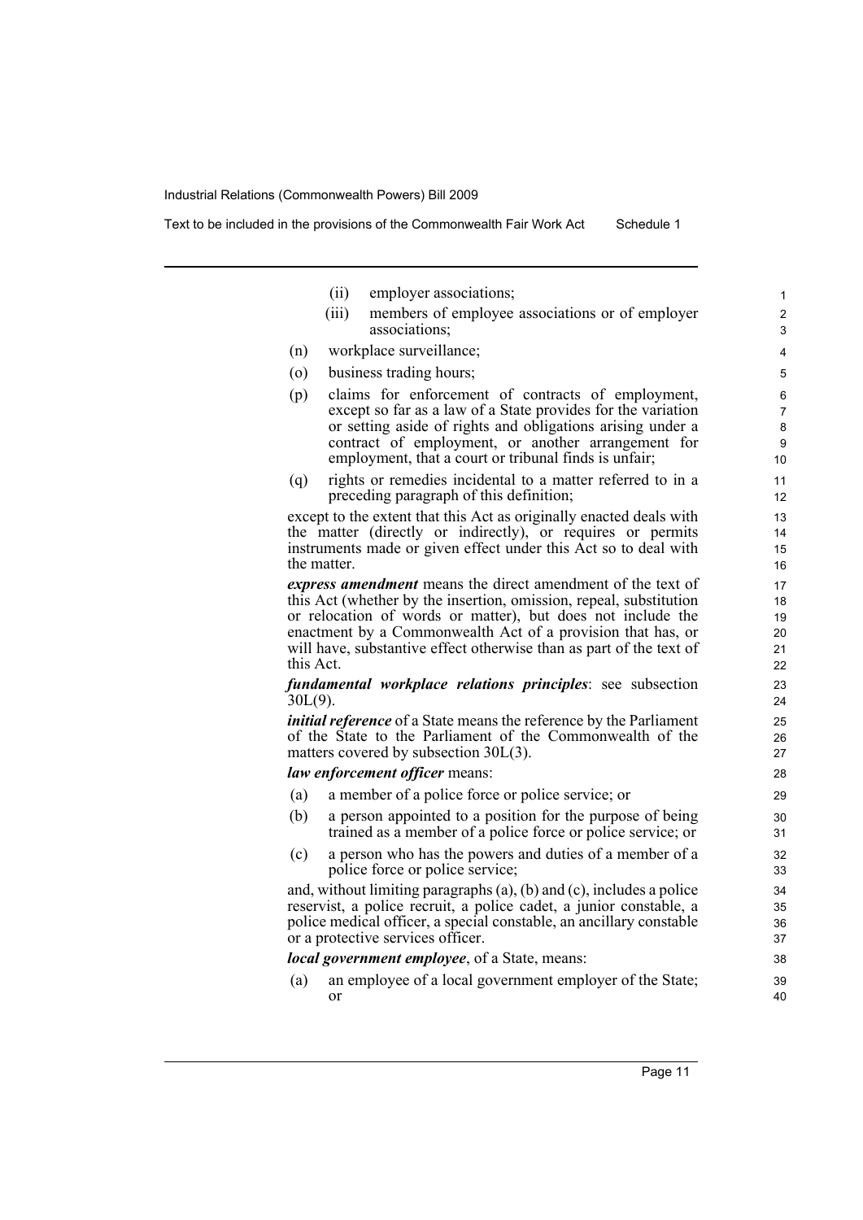(ii) employer associations;

(iii) members of employee associations or of employer associations;

(n) workplace surveillance;

(o) business trading hours;

(p) claims for enforcement of contracts of employment, except so far as a law of a State provides for the variation or setting aside of rights and obligations arising under a contract of employment, or another arrangement for employment, that a court or tribunal finds is unfair;

(q) rights or remedies incidental to a matter referred to in a preceding paragraph of this definition;

except to the extent that this Act as originally enacted deals with the matter (directly or indirectly), or requires or permits instruments made or given effect under this Act so to deal with the matter.

***express amendment*** means the direct amendment of the text of this Act (whether by the insertion, omission, repeal, substitution or relocation of words or matter), but does not include the enactment by a Commonwealth Act of a provision that has, or will have, substantive effect otherwise than as part of the text of this Act.

***fundamental workplace relations principles***: see subsection 30L(9).

***initial reference*** of a State means the reference by the Parliament of the State to the Parliament of the Commonwealth of the matters covered by subsection 30L(3).

***law enforcement officer*** means:

(a) a member of a police force or police service; or

(b) a person appointed to a position for the purpose of being trained as a member of a police force or police service; or

(c) a person who has the powers and duties of a member of a police force or police service;

and, without limiting paragraphs (a), (b) and (c), includes a police reservist, a police recruit, a police cadet, a junior constable, a police medical officer, a special constable, an ancillary constable or a protective services officer.

***local government employee***, of a State, means:

(a) an employee of a local government employer of the State; or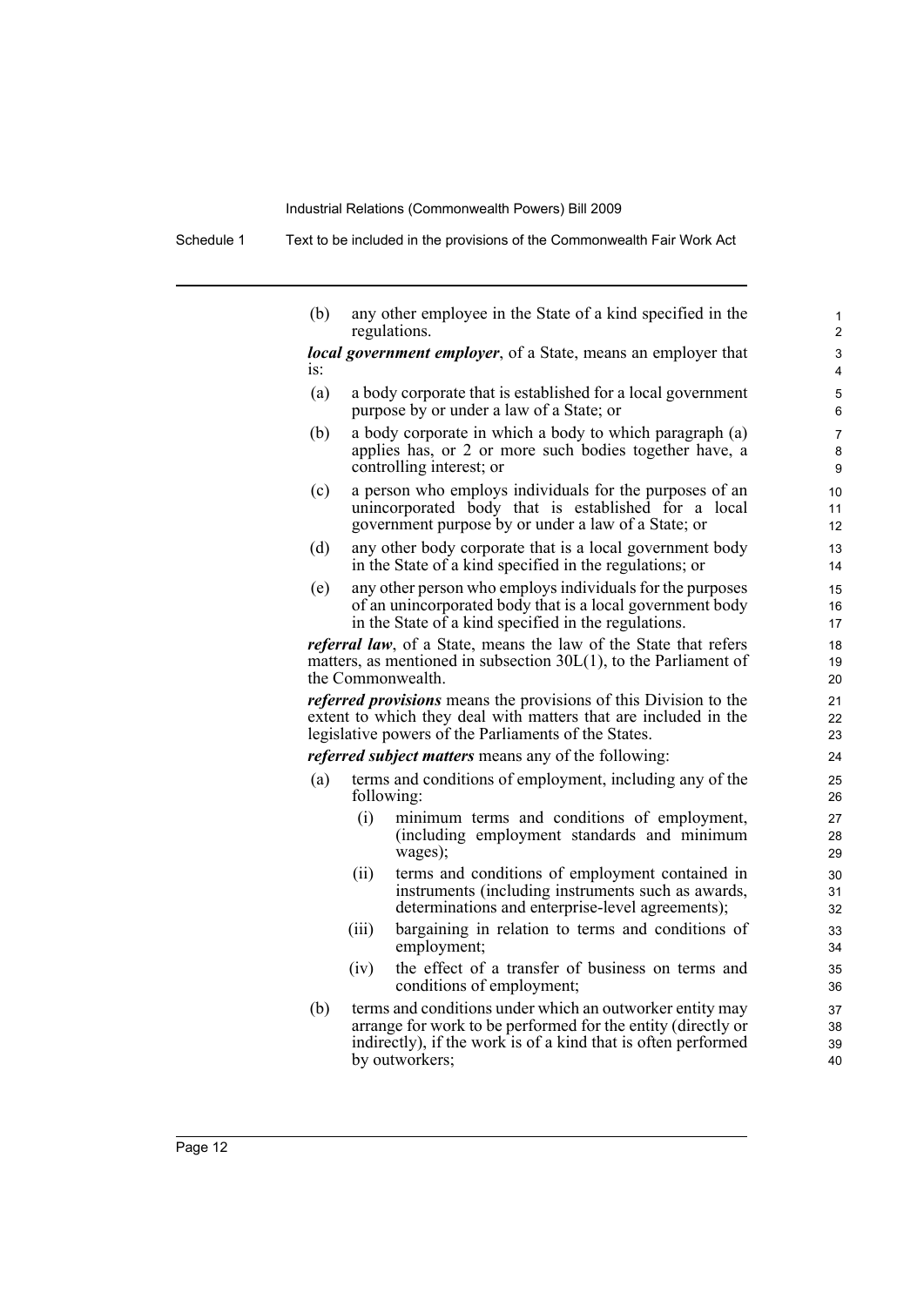(b) any other employee in the State of a kind specified in the regulations.

***local government employer***, of a State, means an employer that is:

(a) a body corporate that is established for a local government purpose by or under a law of a State; or

(b) a body corporate in which a body to which paragraph (a) applies has, or 2 or more such bodies together have, a controlling interest; or

(c) a person who employs individuals for the purposes of an unincorporated body that is established for a local government purpose by or under a law of a State; or

(d) any other body corporate that is a local government body in the State of a kind specified in the regulations; or

(e) any other person who employs individuals for the purposes of an unincorporated body that is a local government body in the State of a kind specified in the regulations.

***referral law***, of a State, means the law of the State that refers matters, as mentioned in subsection 30L(1), to the Parliament of the Commonwealth.

***referred provisions*** means the provisions of this Division to the extent to which they deal with matters that are included in the legislative powers of the Parliaments of the States.

***referred subject matters*** means any of the following:

(a) terms and conditions of employment, including any of the following:

   (i) minimum terms and conditions of employment, (including employment standards and minimum wages);

   (ii) terms and conditions of employment contained in instruments (including instruments such as awards, determinations and enterprise-level agreements);

   (iii) bargaining in relation to terms and conditions of employment;

   (iv) the effect of a transfer of business on terms and conditions of employment;

(b) terms and conditions under which an outworker entity may arrange for work to be performed for the entity (directly or indirectly), if the work is of a kind that is often performed by outworkers;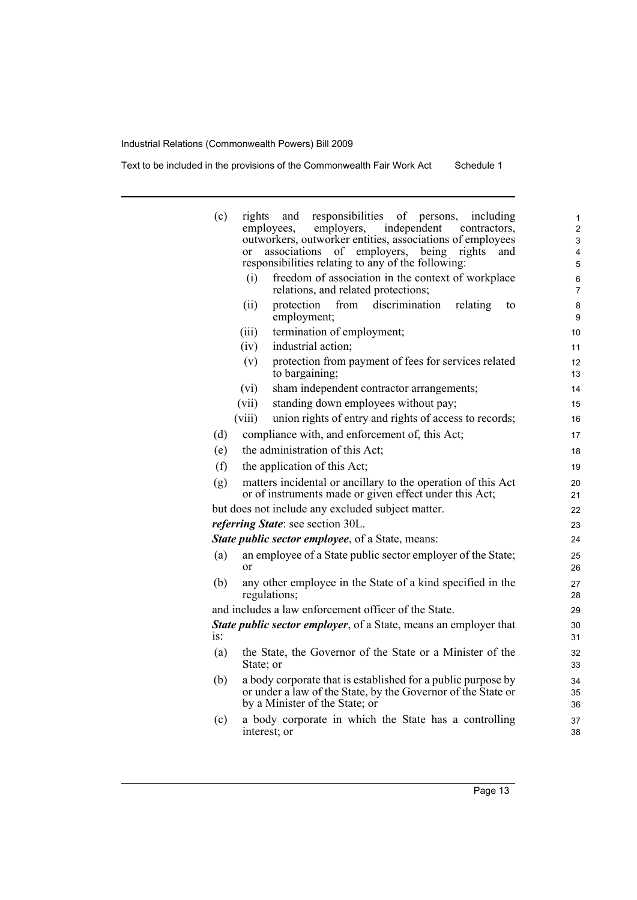(c) rights and responsibilities of persons, including employees, employers, independent contractors, outworkers, outworker entities, associations of employees or associations of employers, being rights and responsibilities relating to any of the following:

  (i) freedom of association in the context of workplace relations, and related protections;

  (ii) protection from discrimination relating to employment;

  (iii) termination of employment;

  (iv) industrial action;

  (v) protection from payment of fees for services related to bargaining;

  (vi) sham independent contractor arrangements;

  (vii) standing down employees without pay;

  (viii) union rights of entry and rights of access to records;

(d) compliance with, and enforcement of, this Act;

(e) the administration of this Act;

(f) the application of this Act;

(g) matters incidental or ancillary to the operation of this Act or of instruments made or given effect under this Act;

but does not include any excluded subject matter.

***referring State***: see section 30L.

***State public sector employee***, of a State, means:

(a) an employee of a State public sector employer of the State; or

(b) any other employee in the State of a kind specified in the regulations;

and includes a law enforcement officer of the State.

***State public sector employer***, of a State, means an employer that is:

(a) the State, the Governor of the State or a Minister of the State; or

(b) a body corporate that is established for a public purpose by or under a law of the State, by the Governor of the State or by a Minister of the State; or

(c) a body corporate in which the State has a controlling interest; or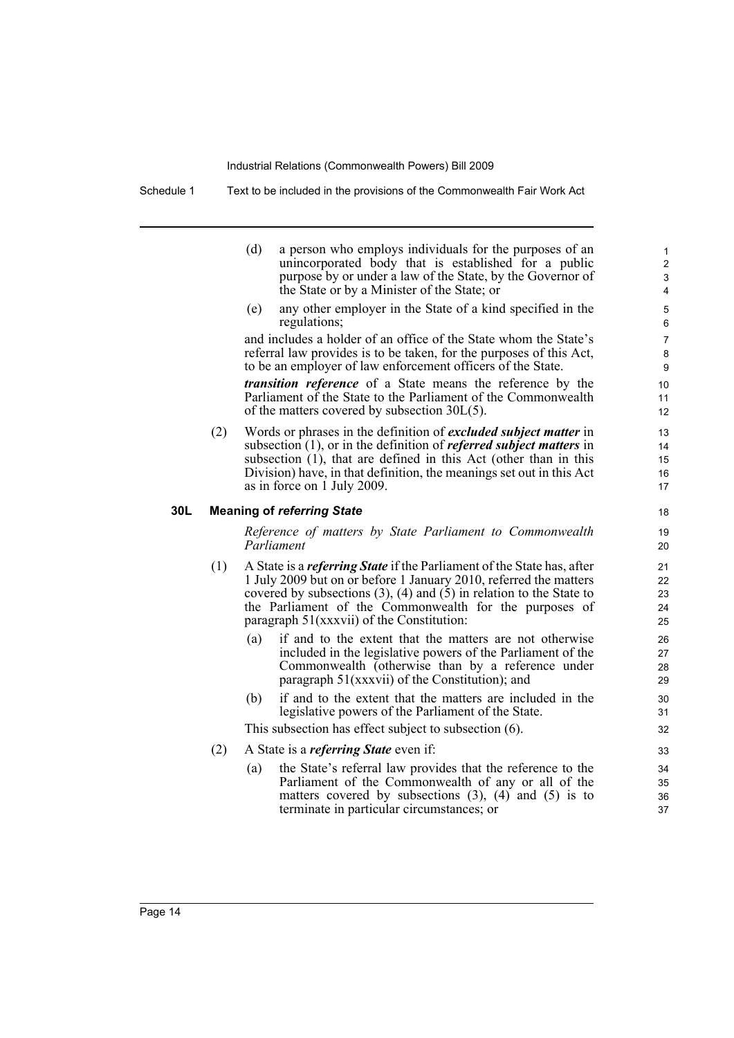(d) a person who employs individuals for the purposes of an unincorporated body that is established for a public purpose by or under a law of the State, by the Governor of the State or by a Minister of the State; or

(e) any other employer in the State of a kind specified in the regulations;

and includes a holder of an office of the State whom the State's referral law provides is to be taken, for the purposes of this Act, to be an employer of law enforcement officers of the State.

***transition reference*** of a State means the reference by the Parliament of the State to the Parliament of the Commonwealth of the matters covered by subsection 30L(5).

(2) Words or phrases in the definition of ***excluded subject matter*** in subsection (1), or in the definition of ***referred subject matters*** in subsection (1), that are defined in this Act (other than in this Division) have, in that definition, the meanings set out in this Act as in force on 1 July 2009.

### 30L Meaning of *referring State*

*Reference of matters by State Parliament to Commonwealth Parliament*

(1) A State is a ***referring State*** if the Parliament of the State has, after 1 July 2009 but on or before 1 January 2010, referred the matters covered by subsections (3), (4) and (5) in relation to the State to the Parliament of the Commonwealth for the purposes of paragraph 51(xxxvii) of the Constitution:

(a) if and to the extent that the matters are not otherwise included in the legislative powers of the Parliament of the Commonwealth (otherwise than by a reference under paragraph 51(xxxvii) of the Constitution); and

(b) if and to the extent that the matters are included in the legislative powers of the Parliament of the State.

This subsection has effect subject to subsection (6).

(2) A State is a ***referring State*** even if:

(a) the State's referral law provides that the reference to the Parliament of the Commonwealth of any or all of the matters covered by subsections (3), (4) and (5) is to terminate in particular circumstances; or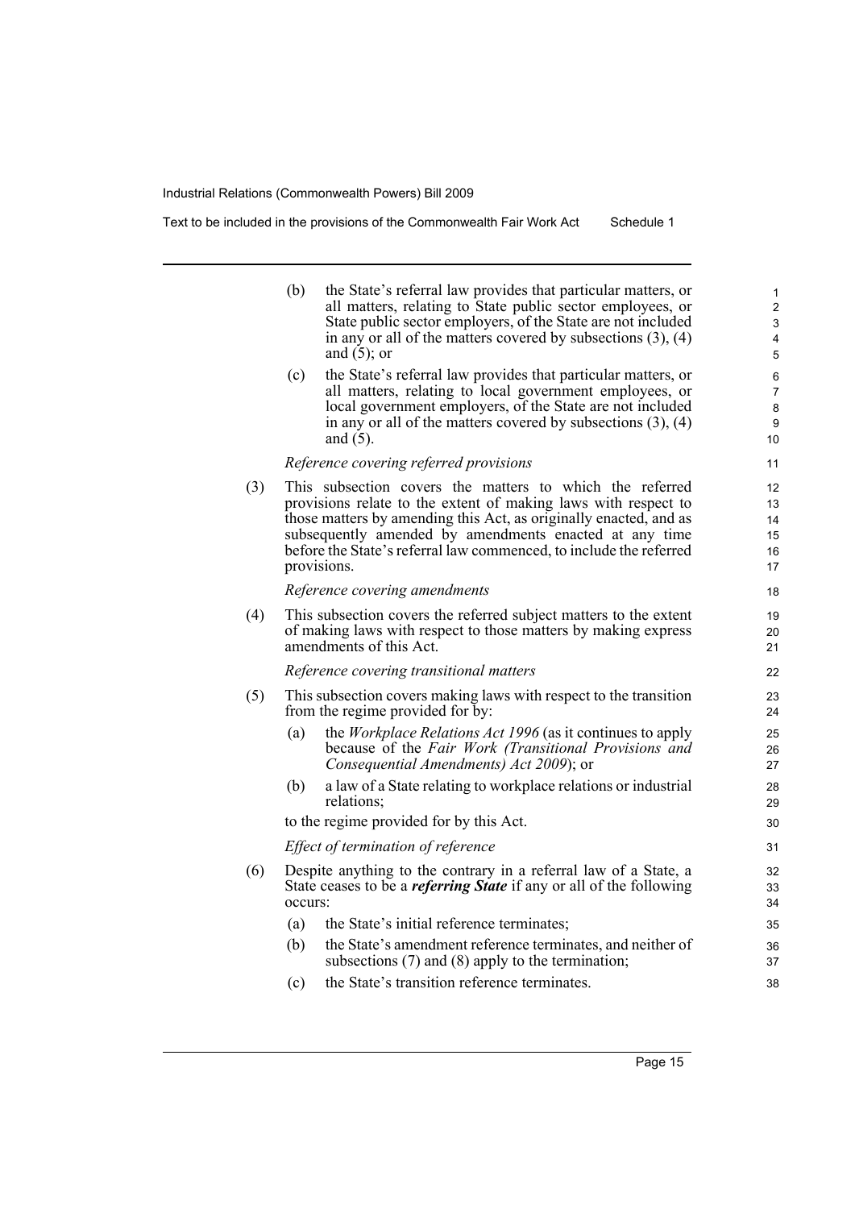(b) the State's referral law provides that particular matters, or all matters, relating to State public sector employees, or State public sector employers, of the State are not included in any or all of the matters covered by subsections (3), (4) and (5); or

(c) the State's referral law provides that particular matters, or all matters, relating to local government employees, or local government employers, of the State are not included in any or all of the matters covered by subsections (3), (4) and (5).

*Reference covering referred provisions*

(3) This subsection covers the matters to which the referred provisions relate to the extent of making laws with respect to those matters by amending this Act, as originally enacted, and as subsequently amended by amendments enacted at any time before the State's referral law commenced, to include the referred provisions.

*Reference covering amendments*

(4) This subsection covers the referred subject matters to the extent of making laws with respect to those matters by making express amendments of this Act.

*Reference covering transitional matters*

(5) This subsection covers making laws with respect to the transition from the regime provided for by:

(a) the *Workplace Relations Act 1996* (as it continues to apply because of the *Fair Work (Transitional Provisions and Consequential Amendments) Act 2009*); or

(b) a law of a State relating to workplace relations or industrial relations;

to the regime provided for by this Act.

*Effect of termination of reference*

(6) Despite anything to the contrary in a referral law of a State, a State ceases to be a ***referring State*** if any or all of the following occurs:

(a) the State's initial reference terminates;

(b) the State's amendment reference terminates, and neither of subsections (7) and (8) apply to the termination;

(c) the State's transition reference terminates.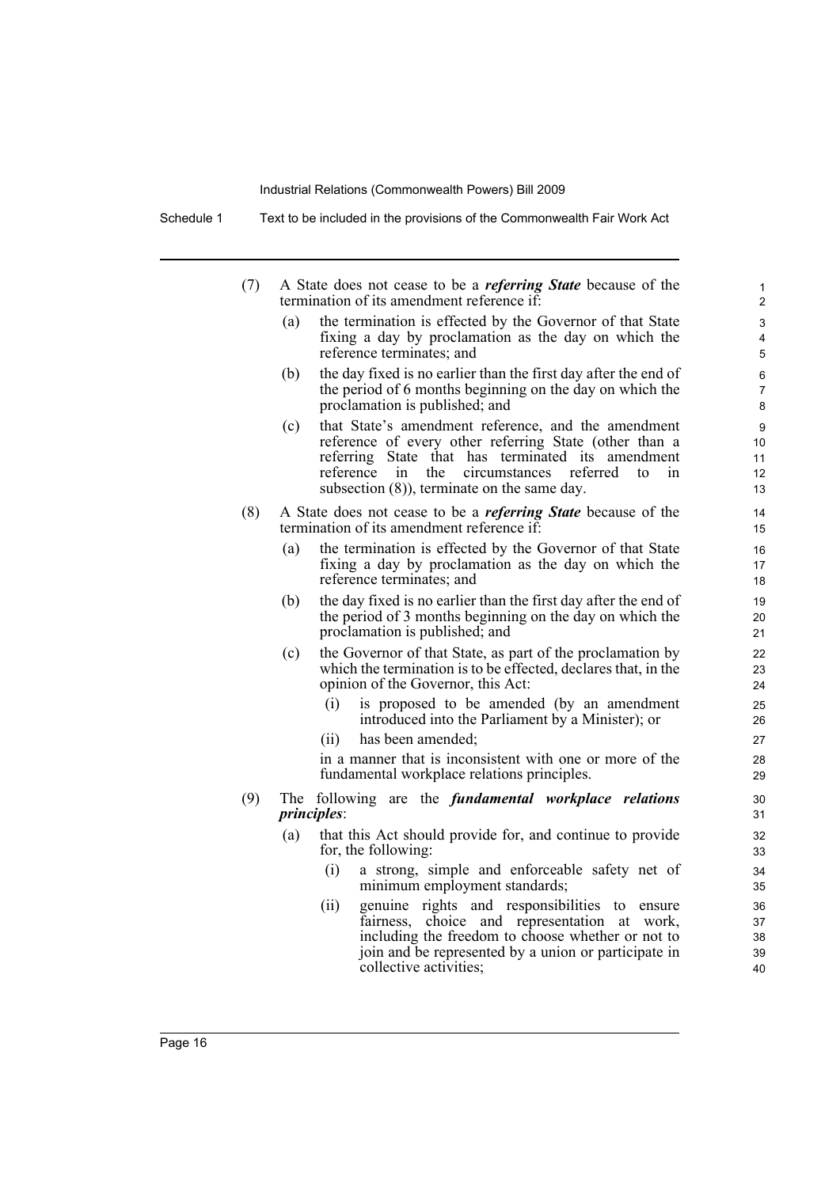(7) A State does not cease to be a ***referring State*** because of the termination of its amendment reference if:

(a) the termination is effected by the Governor of that State fixing a day by proclamation as the day on which the reference terminates; and

(b) the day fixed is no earlier than the first day after the end of the period of 6 months beginning on the day on which the proclamation is published; and

(c) that State's amendment reference, and the amendment reference of every other referring State (other than a referring State that has terminated its amendment reference in the circumstances referred to in subsection (8)), terminate on the same day.

(8) A State does not cease to be a ***referring State*** because of the termination of its amendment reference if:

(a) the termination is effected by the Governor of that State fixing a day by proclamation as the day on which the reference terminates; and

(b) the day fixed is no earlier than the first day after the end of the period of 3 months beginning on the day on which the proclamation is published; and

(c) the Governor of that State, as part of the proclamation by which the termination is to be effected, declares that, in the opinion of the Governor, this Act:

(i) is proposed to be amended (by an amendment introduced into the Parliament by a Minister); or

(ii) has been amended;

in a manner that is inconsistent with one or more of the fundamental workplace relations principles.

(9) The following are the ***fundamental workplace relations principles***:

(a) that this Act should provide for, and continue to provide for, the following:

(i) a strong, simple and enforceable safety net of minimum employment standards;

(ii) genuine rights and responsibilities to ensure fairness, choice and representation at work, including the freedom to choose whether or not to join and be represented by a union or participate in collective activities;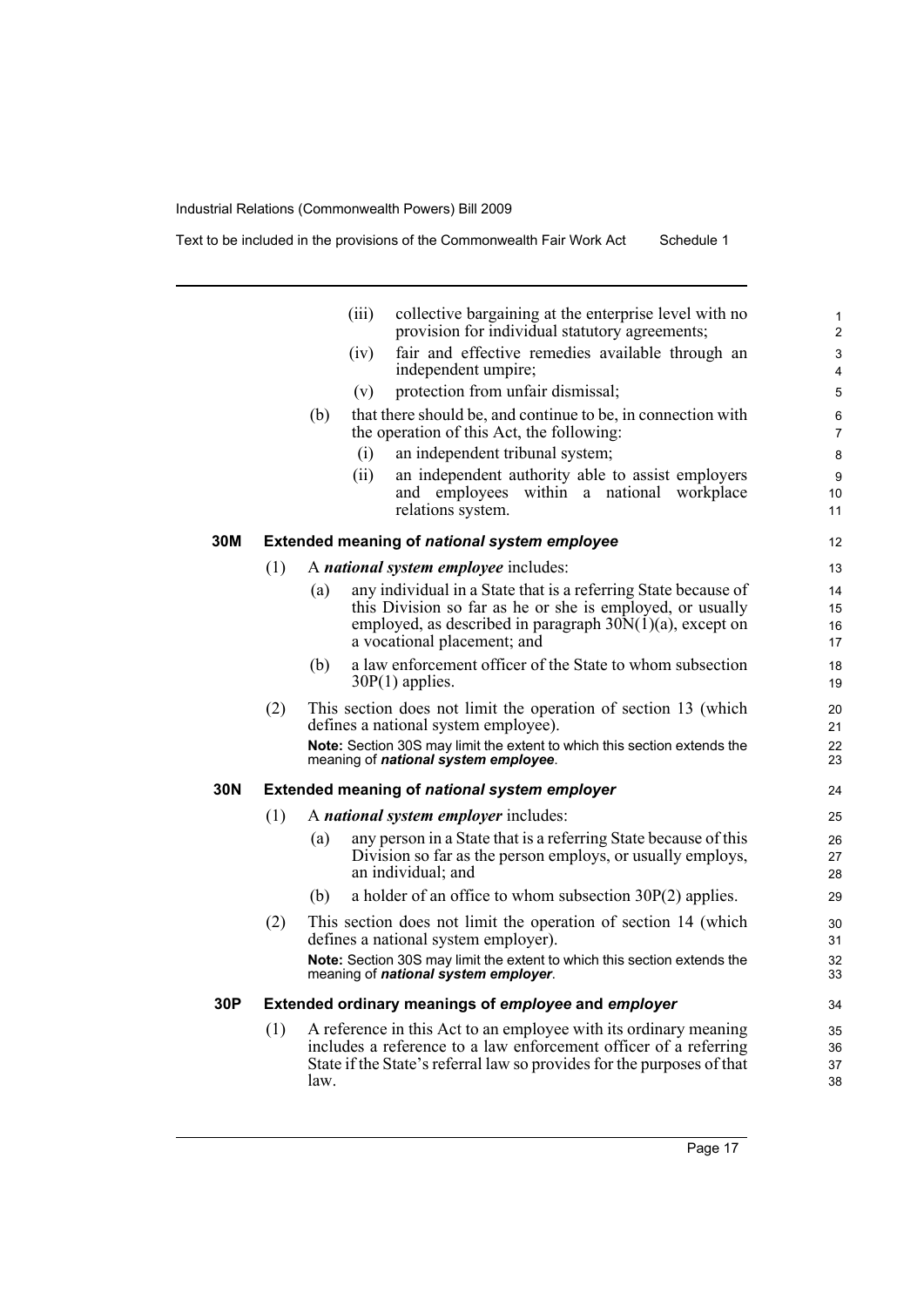(iii) collective bargaining at the enterprise level with no provision for individual statutory agreements;

(iv) fair and effective remedies available through an independent umpire;

(v) protection from unfair dismissal;

(b) that there should be, and continue to be, in connection with the operation of this Act, the following:

(i) an independent tribunal system;

(ii) an independent authority able to assist employers and employees within a national workplace relations system.

### 30M Extended meaning of *national system employee*

(1) A ***national system employee*** includes:

(a) any individual in a State that is a referring State because of this Division so far as he or she is employed, or usually employed, as described in paragraph 30N(1)(a), except on a vocational placement; and

(b) a law enforcement officer of the State to whom subsection 30P(1) applies.

(2) This section does not limit the operation of section 13 (which defines a national system employee).

**Note:** Section 30S may limit the extent to which this section extends the meaning of ***national system employee***.

### 30N Extended meaning of *national system employer*

(1) A ***national system employer*** includes:

(a) any person in a State that is a referring State because of this Division so far as the person employs, or usually employs, an individual; and

(b) a holder of an office to whom subsection 30P(2) applies.

(2) This section does not limit the operation of section 14 (which defines a national system employer).

**Note:** Section 30S may limit the extent to which this section extends the meaning of ***national system employer***.

### 30P Extended ordinary meanings of *employee* and *employer*

(1) A reference in this Act to an employee with its ordinary meaning includes a reference to a law enforcement officer of a referring State if the State's referral law so provides for the purposes of that law.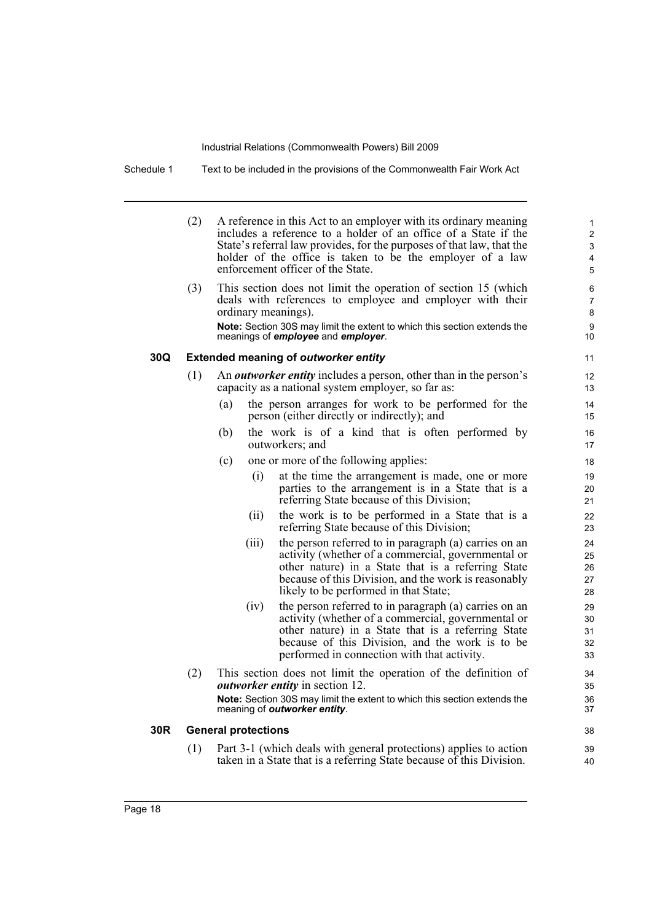(2) A reference in this Act to an employer with its ordinary meaning includes a reference to a holder of an office of a State if the State's referral law provides, for the purposes of that law, that the holder of the office is taken to be the employer of a law enforcement officer of the State.

(3) This section does not limit the operation of section 15 (which deals with references to employee and employer with their ordinary meanings).

**Note:** Section 30S may limit the extent to which this section extends the meanings of ***employee*** and ***employer***.

### 30Q Extended meaning of *outworker entity*

(1) An ***outworker entity*** includes a person, other than in the person's capacity as a national system employer, so far as:

- (a) the person arranges for work to be performed for the person (either directly or indirectly); and
- (b) the work is of a kind that is often performed by outworkers; and
- (c) one or more of the following applies:
  - (i) at the time the arrangement is made, one or more parties to the arrangement is in a State that is a referring State because of this Division;
  - (ii) the work is to be performed in a State that is a referring State because of this Division;
  - (iii) the person referred to in paragraph (a) carries on an activity (whether of a commercial, governmental or other nature) in a State that is a referring State because of this Division, and the work is reasonably likely to be performed in that State;
  - (iv) the person referred to in paragraph (a) carries on an activity (whether of a commercial, governmental or other nature) in a State that is a referring State because of this Division, and the work is to be performed in connection with that activity.

(2) This section does not limit the operation of the definition of ***outworker entity*** in section 12.

**Note:** Section 30S may limit the extent to which this section extends the meaning of ***outworker entity***.

### 30R General protections

(1) Part 3-1 (which deals with general protections) applies to action taken in a State that is a referring State because of this Division.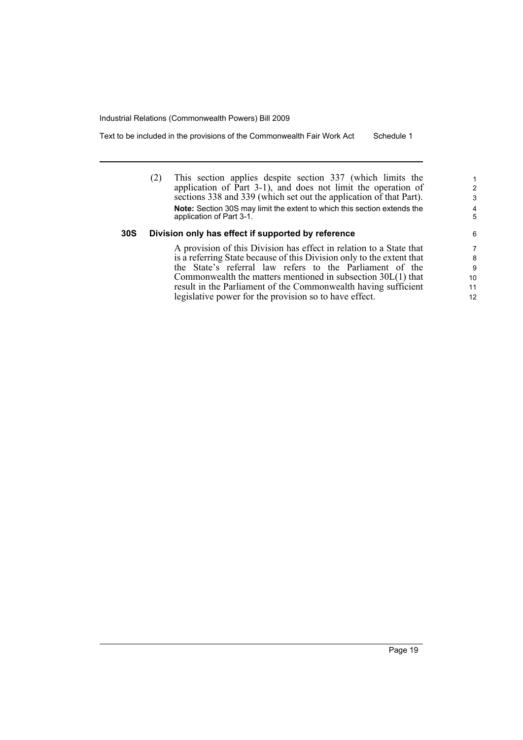(2) This section applies despite section 337 (which limits the application of Part 3-1), and does not limit the operation of sections 338 and 339 (which set out the application of that Part).

**Note:** Section 30S may limit the extent to which this section extends the application of Part 3-1.

### 30S Division only has effect if supported by reference

A provision of this Division has effect in relation to a State that is a referring State because of this Division only to the extent that the State's referral law refers to the Parliament of the Commonwealth the matters mentioned in subsection 30L(1) that result in the Parliament of the Commonwealth having sufficient legislative power for the provision so to have effect.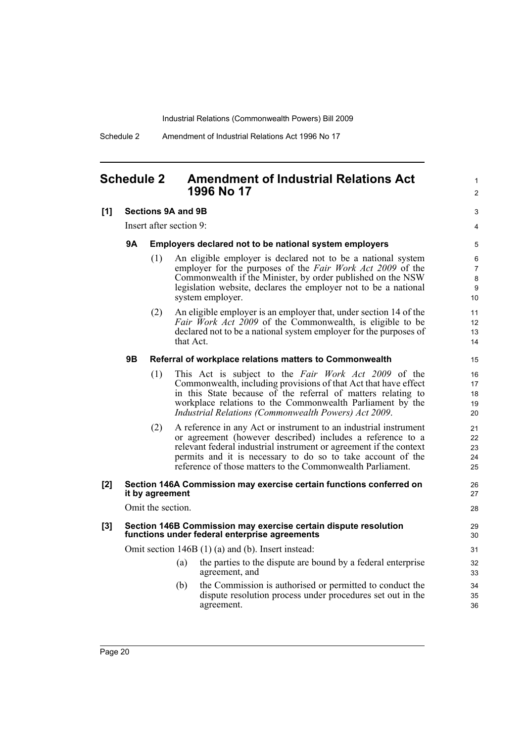## Schedule 2 Amendment of Industrial Relations Act 1996 No 17

**[1] Sections 9A and 9B**

Insert after section 9:

**9A Employers declared not to be national system employers**

(1) An eligible employer is declared not to be a national system employer for the purposes of the *Fair Work Act 2009* of the Commonwealth if the Minister, by order published on the NSW legislation website, declares the employer not to be a national system employer.

(2) An eligible employer is an employer that, under section 14 of the *Fair Work Act 2009* of the Commonwealth, is eligible to be declared not to be a national system employer for the purposes of that Act.

**9B Referral of workplace relations matters to Commonwealth**

(1) This Act is subject to the *Fair Work Act 2009* of the Commonwealth, including provisions of that Act that have effect in this State because of the referral of matters relating to workplace relations to the Commonwealth Parliament by the *Industrial Relations (Commonwealth Powers) Act 2009*.

(2) A reference in any Act or instrument to an industrial instrument or agreement (however described) includes a reference to a relevant federal industrial instrument or agreement if the context permits and it is necessary to do so to take account of the reference of those matters to the Commonwealth Parliament.

**[2] Section 146A Commission may exercise certain functions conferred on it by agreement**

Omit the section.

**[3] Section 146B Commission may exercise certain dispute resolution functions under federal enterprise agreements**

Omit section 146B (1) (a) and (b). Insert instead:

(a) the parties to the dispute are bound by a federal enterprise agreement, and

(b) the Commission is authorised or permitted to conduct the dispute resolution process under procedures set out in the agreement.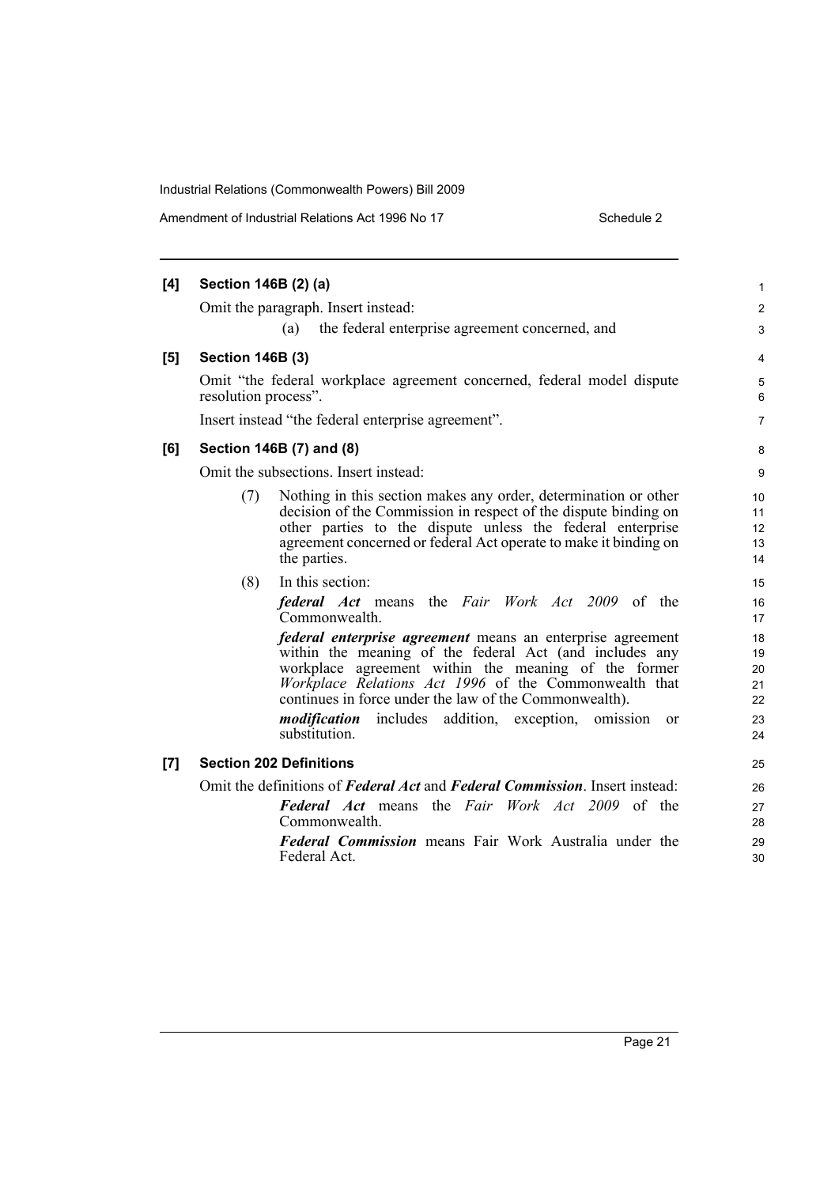**[4] Section 146B (2) (a)**

Omit the paragraph. Insert instead:

(a) the federal enterprise agreement concerned, and

**[5] Section 146B (3)**

Omit "the federal workplace agreement concerned, federal model dispute resolution process".

Insert instead "the federal enterprise agreement".

**[6] Section 146B (7) and (8)**

Omit the subsections. Insert instead:

(7) Nothing in this section makes any order, determination or other decision of the Commission in respect of the dispute binding on other parties to the dispute unless the federal enterprise agreement concerned or federal Act operate to make it binding on the parties.

(8) In this section:

***federal Act*** means the *Fair Work Act 2009* of the Commonwealth.

***federal enterprise agreement*** means an enterprise agreement within the meaning of the federal Act (and includes any workplace agreement within the meaning of the former *Workplace Relations Act 1996* of the Commonwealth that continues in force under the law of the Commonwealth).

***modification*** includes addition, exception, omission or substitution.

**[7] Section 202 Definitions**

Omit the definitions of ***Federal Act*** and ***Federal Commission***. Insert instead:

***Federal Act*** means the *Fair Work Act 2009* of the Commonwealth.

***Federal Commission*** means Fair Work Australia under the Federal Act.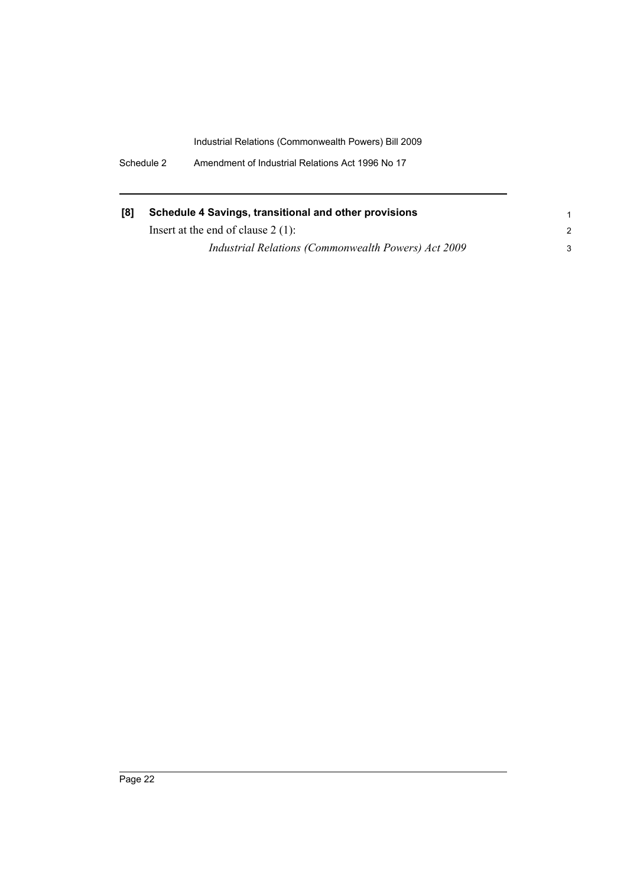**[8] Schedule 4 Savings, transitional and other provisions**

Insert at the end of clause 2 (1):

*Industrial Relations (Commonwealth Powers) Act 2009*